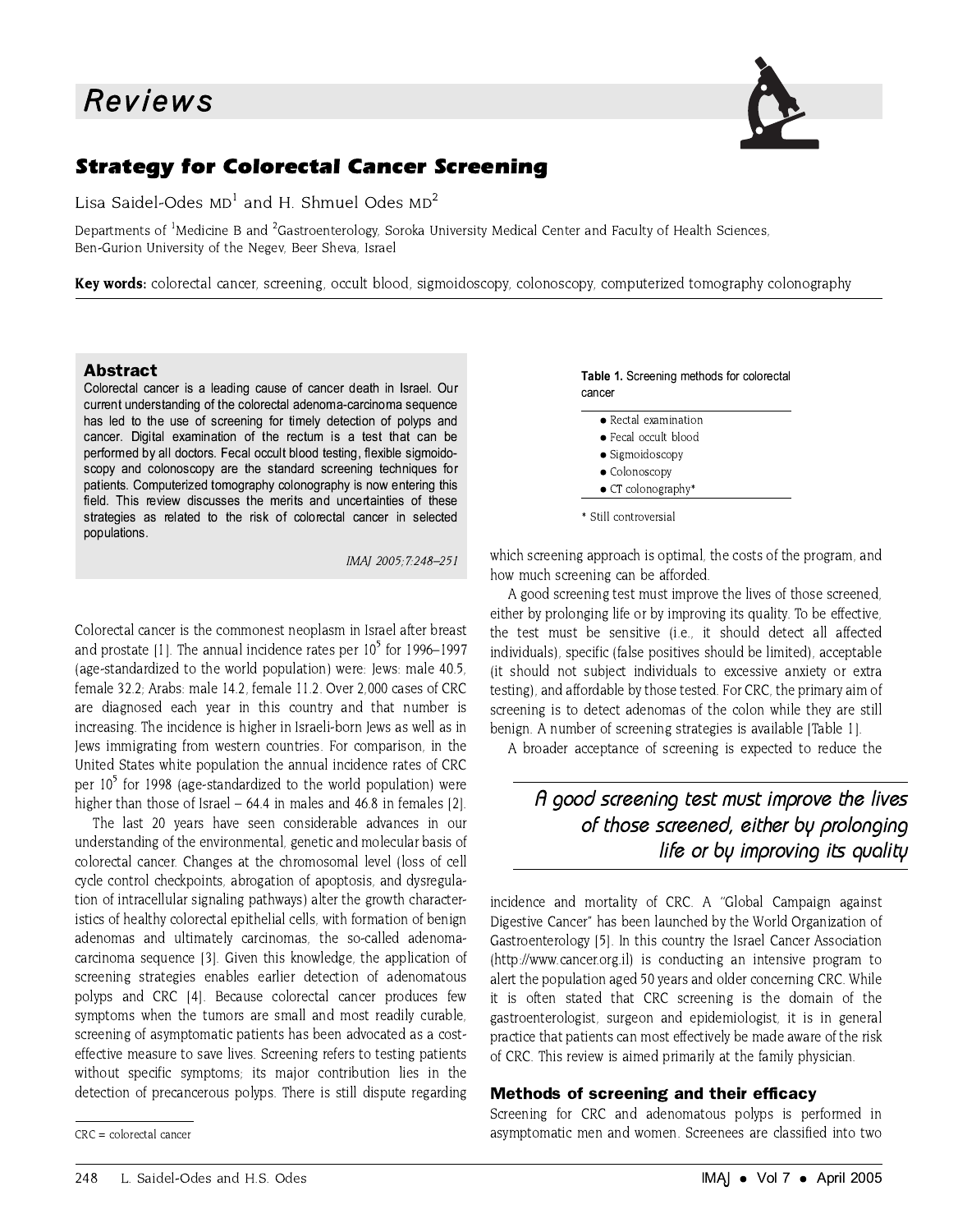# Reviews

## Strategy for Colorectal Cancer Screening

Lisa Saidel-Odes MD[1] and H. Shmuel Odes MD[2]

Departments of [1]Medicine B and [2]Gastroenterology, Soroka University Medical Center and Faculty of Health Sciences, Ben-Gurion University of the Negev, Beer Sheva, Israel

**Key words:** colorectal cancer, screening, occult blood, sigmoidoscopy, colonoscopy, computerized tomography colonography

### Abstract

Colorectal cancer is a leading cause of cancer death in Israel. Our current understanding of the colorectal adenoma-carcinoma sequence has led to the use of screening for timely detection of polyps and cancer. Digital examination of the rectum is a test that can be performed by all doctors. Fecal occult blood testing, flexible sigmoidoscopy and colonoscopy are the standard screening techniques for patients. Computerized tomography colonography is now entering this field. This review discusses the merits and uncertainties of these strategies as related to the risk of colorectal cancer in selected populations.

*IMAJ 2005;7:248–251*

Colorectal cancer is the commonest neoplasm in Israel after breast and prostate [1]. The annual incidence rates per $10^5$ for 1996–1997 (age-standardized to the world population) were: Jews: male 40.5, female 32.2; Arabs: male 14.2, female 11.2. Over 2,000 cases of CRC are diagnosed each year in this country and that number is increasing. The incidence is higher in Israeli-born Jews as well as in Jews immigrating from western countries. For comparison, in the United States white population the annual incidence rates of CRC per $10^5$ for 1998 (age-standardized to the world population) were higher than those of Israel – 64.4 in males and 46.8 in females [2].

The last 20 years have seen considerable advances in our understanding of the environmental, genetic and molecular basis of colorectal cancer. Changes at the chromosomal level (loss of cell cycle control checkpoints, abrogation of apoptosis, and dysregulation of intracellular signaling pathways) alter the growth characteristics of healthy colorectal epithelial cells, with formation of benign adenomas and ultimately carcinomas, the so-called adenoma-carcinoma sequence [3]. Given this knowledge, the application of screening strategies enables earlier detection of adenomatous polyps and CRC [4]. Because colorectal cancer produces few symptoms when the tumors are small and most readily curable, screening of asymptomatic patients has been advocated as a cost-effective measure to save lives. Screening refers to testing patients without specific symptoms; its major contribution lies in the detection of precancerous polyps. There is still dispute regarding which screening approach is optimal, the costs of the program, and how much screening can be afforded.

CRC = colorectal cancer

**Table 1.** Screening methods for colorectal cancer

- Rectal examination
- Fecal occult blood
- Sigmoidoscopy
- Colonoscopy
- CT colonography*

\* Still controversial

A good screening test must improve the lives of those screened, either by prolonging life or by improving its quality. To be effective, the test must be sensitive (i.e., it should detect all affected individuals), specific (false positives should be limited), acceptable (it should not subject individuals to excessive anxiety or extra testing), and affordable by those tested. For CRC, the primary aim of screening is to detect adenomas of the colon while they are still benign. A number of screening strategies is available [Table 1].

A broader acceptance of screening is expected to reduce the incidence and mortality of CRC. A "Global Campaign against Digestive Cancer" has been launched by the World Organization of Gastroenterology [5]. In this country the Israel Cancer Association (http://www.cancer.org.il) is conducting an intensive program to alert the population aged 50 years and older concerning CRC. While it is often stated that CRC screening is the domain of the gastroenterologist, surgeon and epidemiologist, it is in general practice that patients can most effectively be made aware of the risk of CRC. This review is aimed primarily at the family physician.

> *A good screening test must improve the lives of those screened, either by prolonging life or by improving its quality*

### Methods of screening and their efficacy

Screening for CRC and adenomatous polyps is performed in asymptomatic men and women. Screenees are classified into two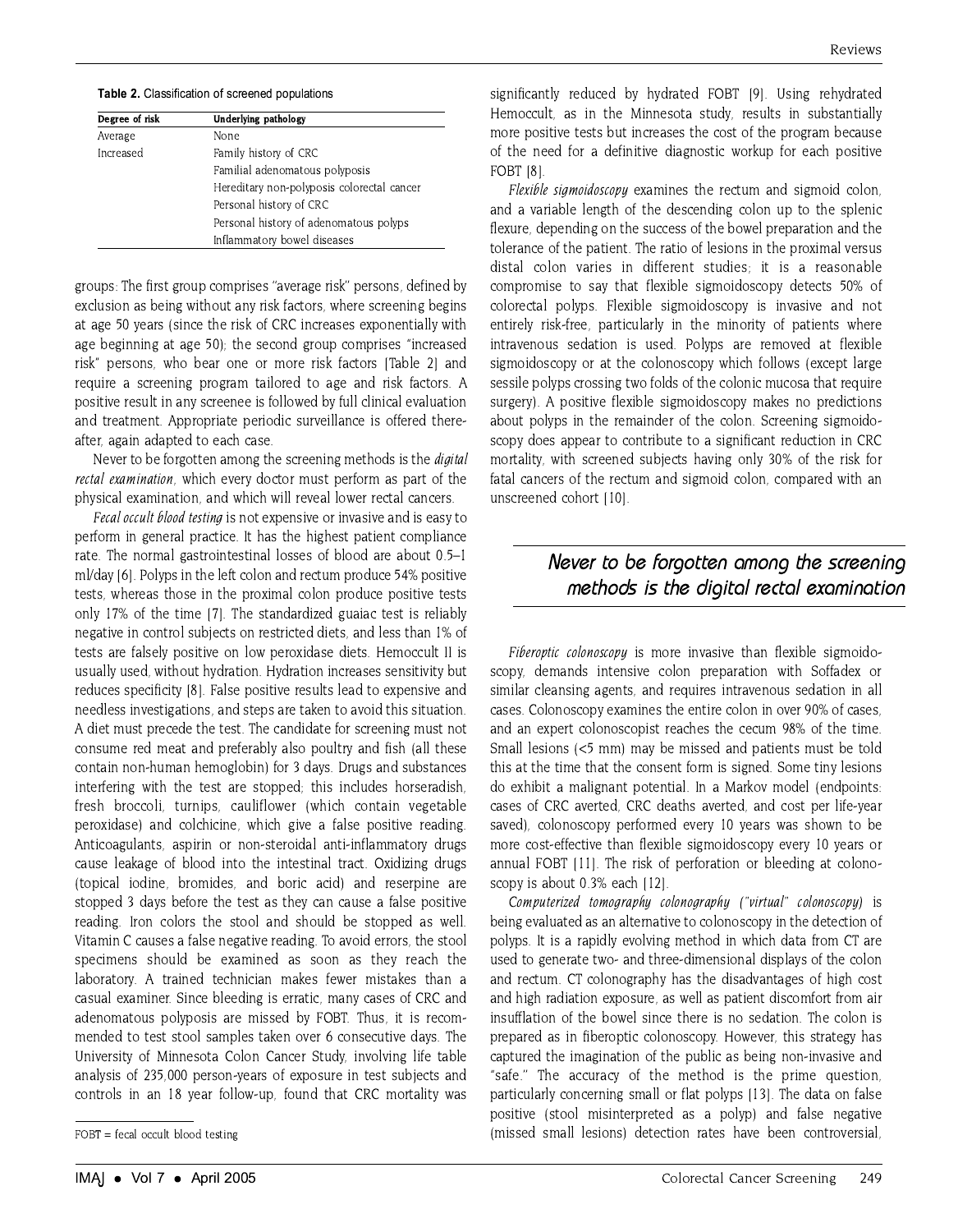**Table 2.** Classification of screened populations

| Degree of risk | Underlying pathology |
|---|---|
| Average | None |
| Increased | Family history of CRC |
| | Familial adenomatous polyposis |
| | Hereditary non-polyposis colorectal cancer |
| | Personal history of CRC |
| | Personal history of adenomatous polyps |
| | Inflammatory bowel diseases |

groups: The first group comprises "average risk" persons, defined by exclusion as being without any risk factors, where screening begins at age 50 years (since the risk of CRC increases exponentially with age beginning at age 50); the second group comprises "increased risk" persons, who bear one or more risk factors [Table 2] and require a screening program tailored to age and risk factors. A positive result in any screenee is followed by full clinical evaluation and treatment. Appropriate periodic surveillance is offered thereafter, again adapted to each case.

Never to be forgotten among the screening methods is the *digital rectal examination*, which every doctor must perform as part of the physical examination, and which will reveal lower rectal cancers.

*Fecal occult blood testing* is not expensive or invasive and is easy to perform in general practice. It has the highest patient compliance rate. The normal gastrointestinal losses of blood are about 0.5–1 ml/day [6]. Polyps in the left colon and rectum produce 54% positive tests, whereas those in the proximal colon produce positive tests only 17% of the time [7]. The standardized guaiac test is reliably negative in control subjects on restricted diets, and less than 1% of tests are falsely positive on low peroxidase diets. Hemoccult II is usually used, without hydration. Hydration increases sensitivity but reduces specificity [8]. False positive results lead to expensive and needless investigations, and steps are taken to avoid this situation. A diet must precede the test. The candidate for screening must not consume red meat and preferably also poultry and fish (all these contain non-human hemoglobin) for 3 days. Drugs and substances interfering with the test are stopped; this includes horseradish, fresh broccoli, turnips, cauliflower (which contain vegetable peroxidase) and colchicine, which give a false positive reading. Anticoagulants, aspirin or non-steroidal anti-inflammatory drugs cause leakage of blood into the intestinal tract. Oxidizing drugs (topical iodine, bromides, and boric acid) and reserpine are stopped 3 days before the test as they can cause a false positive reading. Iron colors the stool and should be stopped as well. Vitamin C causes a false negative reading. To avoid errors, the stool specimens should be examined as soon as they reach the laboratory. A trained technician makes fewer mistakes than a casual examiner. Since bleeding is erratic, many cases of CRC and adenomatous polyposis are missed by FOBT. Thus, it is recommended to test stool samples taken over 6 consecutive days. The University of Minnesota Colon Cancer Study, involving life table analysis of 235,000 person-years of exposure in test subjects and controls in an 18 year follow-up, found that CRC mortality was significantly reduced by hydrated FOBT [9]. Using rehydrated Hemoccult, as in the Minnesota study, results in substantially more positive tests but increases the cost of the program because of the need for a definitive diagnostic workup for each positive FOBT [8].

FOBT = fecal occult blood testing

*Flexible sigmoidoscopy* examines the rectum and sigmoid colon, and a variable length of the descending colon up to the splenic flexure, depending on the success of the bowel preparation and the tolerance of the patient. The ratio of lesions in the proximal versus distal colon varies in different studies; it is a reasonable compromise to say that flexible sigmoidoscopy detects 50% of colorectal polyps. Flexible sigmoidoscopy is invasive and not entirely risk-free, particularly in the minority of patients where intravenous sedation is used. Polyps are removed at flexible sigmoidoscopy or at the colonoscopy which follows (except large sessile polyps crossing two folds of the colonic mucosa that require surgery). A positive flexible sigmoidoscopy makes no predictions about polyps in the remainder of the colon. Screening sigmoidoscopy does appear to contribute to a significant reduction in CRC mortality, with screened subjects having only 30% of the risk for fatal cancers of the rectum and sigmoid colon, compared with an unscreened cohort [10].

> *Never to be forgotten among the screening methods is the digital rectal examination*

*Fiberoptic colonoscopy* is more invasive than flexible sigmoidoscopy, demands intensive colon preparation with Soffadex or similar cleansing agents, and requires intravenous sedation in all cases. Colonoscopy examines the entire colon in over 90% of cases, and an expert colonoscopist reaches the cecum 98% of the time. Small lesions (<5 mm) may be missed and patients must be told this at the time that the consent form is signed. Some tiny lesions do exhibit a malignant potential. In a Markov model (endpoints: cases of CRC averted, CRC deaths averted, and cost per life-year saved), colonoscopy performed every 10 years was shown to be more cost-effective than flexible sigmoidoscopy every 10 years or annual FOBT [11]. The risk of perforation or bleeding at colonoscopy is about 0.3% each [12].

*Computerized tomography colonography ("virtual" colonoscopy)* is being evaluated as an alternative to colonoscopy in the detection of polyps. It is a rapidly evolving method in which data from CT are used to generate two- and three-dimensional displays of the colon and rectum. CT colonography has the disadvantages of high cost and high radiation exposure, as well as patient discomfort from air insufflation of the bowel since there is no sedation. The colon is prepared as in fiberoptic colonoscopy. However, this strategy has captured the imagination of the public as being non-invasive and "safe." The accuracy of the method is the prime question, particularly concerning small or flat polyps [13]. The data on false positive (stool misinterpreted as a polyp) and false negative (missed small lesions) detection rates have been controversial,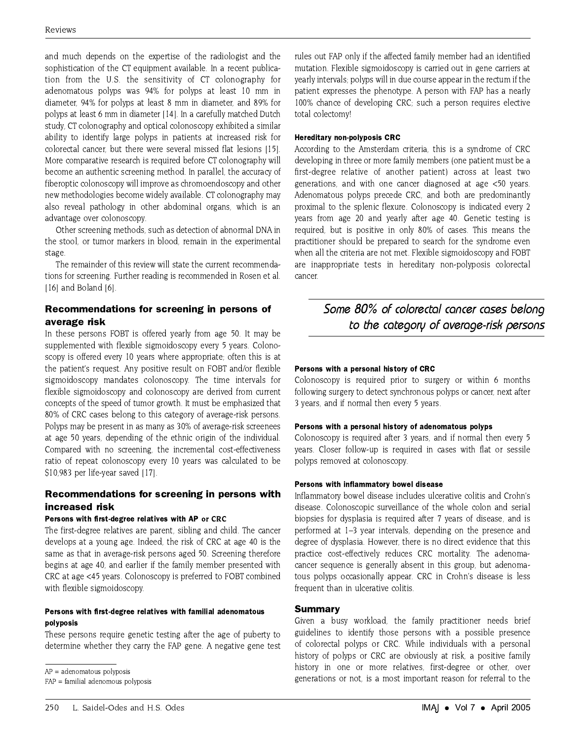and much depends on the expertise of the radiologist and the sophistication of the CT equipment available. In a recent publication from the U.S. the sensitivity of CT colonography for adenomatous polyps was 94% for polyps at least 10 mm in diameter, 94% for polyps at least 8 mm in diameter, and 89% for polyps at least 6 mm in diameter [14]. In a carefully matched Dutch study, CT colonography and optical colonoscopy exhibited a similar ability to identify large polyps in patients at increased risk for colorectal cancer, but there were several missed flat lesions [15]. More comparative research is required before CT colonography will become an authentic screening method. In parallel, the accuracy of fiberoptic colonoscopy will improve as chromoendoscopy and other new methodologies become widely available. CT colonography may also reveal pathology in other abdominal organs, which is an advantage over colonoscopy.

Other screening methods, such as detection of abnormal DNA in the stool, or tumor markers in blood, remain in the experimental stage.

The remainder of this review will state the current recommendations for screening. Further reading is recommended in Rosen et al. [16] and Boland [6].

## Recommendations for screening in persons of average risk

In these persons FOBT is offered yearly from age 50. It may be supplemented with flexible sigmoidoscopy every 5 years. Colonoscopy is offered every 10 years where appropriate; often this is at the patient's request. Any positive result on FOBT and/or flexible sigmoidoscopy mandates colonoscopy. The time intervals for flexible sigmoidoscopy and colonoscopy are derived from current concepts of the speed of tumor growth. It must be emphasized that 80% of CRC cases belong to this category of average-risk persons. Polyps may be present in as many as 30% of average-risk screenees at age 50 years, depending of the ethnic origin of the individual. Compared with no screening, the incremental cost-effectiveness ratio of repeat colonoscopy every 10 years was calculated to be $10,983 per life-year saved [17].

## Recommendations for screening in persons with increased risk

### Persons with first-degree relatives with AP or CRC

The first-degree relatives are parent, sibling and child. The cancer develops at a young age. Indeed, the risk of CRC at age 40 is the same as that in average-risk persons aged 50. Screening therefore begins at age 40, and earlier if the family member presented with CRC at age <45 years. Colonoscopy is preferred to FOBT combined with flexible sigmoidoscopy.

### Persons with first-degree relatives with familial adenomatous polyposis

These persons require genetic testing after the age of puberty to determine whether they carry the FAP gene. A negative gene test rules out FAP only if the affected family member had an identified mutation. Flexible sigmoidoscopy is carried out in gene carriers at yearly intervals; polyps will in due course appear in the rectum if the patient expresses the phenotype. A person with FAP has a nearly 100% chance of developing CRC; such a person requires elective total colectomy!

### Hereditary non-polyposis CRC

According to the Amsterdam criteria, this is a syndrome of CRC developing in three or more family members (one patient must be a first-degree relative of another patient) across at least two generations, and with one cancer diagnosed at age <50 years. Adenomatous polyps precede CRC, and both are predominantly proximal to the splenic flexure. Colonoscopy is indicated every 2 years from age 20 and yearly after age 40. Genetic testing is required, but is positive in only 80% of cases. This means the practitioner should be prepared to search for the syndrome even when all the criteria are not met. Flexible sigmoidoscopy and FOBT are inappropriate tests in hereditary non-polyposis colorectal cancer.

*Some 80% of colorectal cancer cases belong to the category of average-risk persons*

### Persons with a personal history of CRC

Colonoscopy is required prior to surgery or within 6 months following surgery to detect synchronous polyps or cancer, next after 3 years, and if normal then every 5 years.

### Persons with a personal history of adenomatous polyps

Colonoscopy is required after 3 years, and if normal then every 5 years. Closer follow-up is required in cases with flat or sessile polyps removed at colonoscopy.

### Persons with inflammatory bowel disease

Inflammatory bowel disease includes ulcerative colitis and Crohn's disease. Colonoscopic surveillance of the whole colon and serial biopsies for dysplasia is required after 7 years of disease, and is performed at 1–3 year intervals, depending on the presence and degree of dysplasia. However, there is no direct evidence that this practice cost-effectively reduces CRC mortality. The adenoma-cancer sequence is generally absent in this group, but adenomatous polyps occasionally appear. CRC in Crohn's disease is less frequent than in ulcerative colitis.

## Summary

Given a busy workload, the family practitioner needs brief guidelines to identify those persons with a possible presence of colorectal polyps or CRC. While individuals with a personal history of polyps or CRC are obviously at risk, a positive family history in one or more relatives, first-degree or other, over generations or not, is a most important reason for referral to the

AP = adenomatous polyposis

FAP = familial adenomous polyposis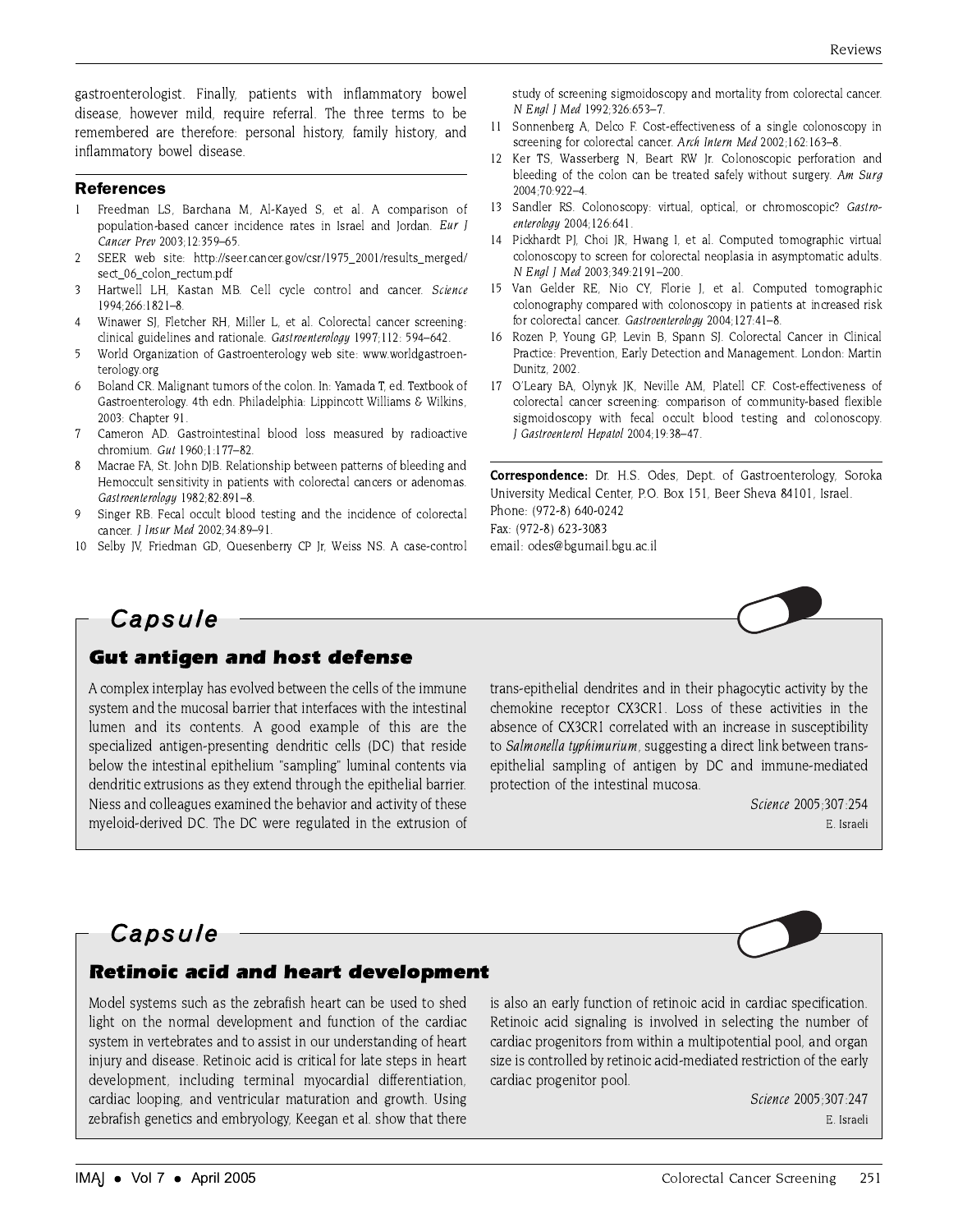gastroenterologist. Finally, patients with inflammatory bowel disease, however mild, require referral. The three terms to be remembered are therefore: personal history, family history, and inflammatory bowel disease.

## References

1. Freedman LS, Barchana M, Al-Kayed S, et al. A comparison of population-based cancer incidence rates in Israel and Jordan. *Eur J Cancer Prev* 2003;12:359–65.
2. SEER web site: http://seer.cancer.gov/csr/1975_2001/results_merged/sect_06_colon_rectum.pdf
3. Hartwell LH, Kastan MB. Cell cycle control and cancer. *Science* 1994;266:1821–8.
4. Winawer SJ, Fletcher RH, Miller L, et al. Colorectal cancer screening: clinical guidelines and rationale. *Gastroenterology* 1997;112: 594–642.
5. World Organization of Gastroenterology web site: www.worldgastroenterology.org
6. Boland CR. Malignant tumors of the colon. In: Yamada T, ed. Textbook of Gastroenterology. 4th edn. Philadelphia: Lippincott Williams & Wilkins, 2003: Chapter 91.
7. Cameron AD. Gastrointestinal blood loss measured by radioactive chromium. *Gut* 1960;1:177–82.
8. Macrae FA, St. John DJB. Relationship between patterns of bleeding and Hemoccult sensitivity in patients with colorectal cancers or adenomas. *Gastroenterology* 1982;82:891–8.
9. Singer RB. Fecal occult blood testing and the incidence of colorectal cancer. *J Insur Med* 2002;34:89–91.
10. Selby JV, Friedman GD, Quesenberry CP Jr, Weiss NS. A case-control study of screening sigmoidoscopy and mortality from colorectal cancer. *N Engl J Med* 1992;326:653–7.
11. Sonnenberg A, Delco F. Cost-effectiveness of a single colonoscopy in screening for colorectal cancer. *Arch Intern Med* 2002;162:163–8.
12. Ker TS, Wasserberg N, Beart RW Jr. Colonoscopic perforation and bleeding of the colon can be treated safely without surgery. *Am Surg* 2004;70:922–4.
13. Sandler RS. Colonoscopy: virtual, optical, or chromoscopic? *Gastroenterology* 2004;126:641.
14. Pickhardt PJ, Choi JR, Hwang I, et al. Computed tomographic virtual colonoscopy to screen for colorectal neoplasia in asymptomatic adults. *N Engl J Med* 2003;349:2191–200.
15. Van Gelder RE, Nio CY, Florie J, et al. Computed tomographic colonography compared with colonoscopy in patients at increased risk for colorectal cancer. *Gastroenterology* 2004;127:41–8.
16. Rozen P, Young GP, Levin B, Spann SJ. Colorectal Cancer in Clinical Practice: Prevention, Early Detection and Management. London: Martin Dunitz, 2002.
17. O'Leary BA, Olynyk JK, Neville AM, Platell CF. Cost-effectiveness of colorectal cancer screening: comparison of community-based flexible sigmoidoscopy with fecal occult blood testing and colonoscopy. *J Gastroenterol Hepatol* 2004;19:38–47.

**Correspondence:** Dr. H.S. Odes, Dept. of Gastroenterology, Soroka University Medical Center, P.O. Box 151, Beer Sheva 84101, Israel.
Phone: (972-8) 640-0242
Fax: (972-8) 623-3083
email: odes@bgumail.bgu.ac.il

## Capsule

### Gut antigen and host defense

A complex interplay has evolved between the cells of the immune system and the mucosal barrier that interfaces with the intestinal lumen and its contents. A good example of this are the specialized antigen-presenting dendritic cells (DC) that reside below the intestinal epithelium "sampling" luminal contents via dendritic extrusions as they extend through the epithelial barrier. Niess and colleagues examined the behavior and activity of these myeloid-derived DC. The DC were regulated in the extrusion of trans-epithelial dendrites and in their phagocytic activity by the chemokine receptor CX3CR1. Loss of these activities in the absence of CX3CR1 correlated with an increase in susceptibility to *Salmonella typhimurium*, suggesting a direct link between trans-epithelial sampling of antigen by DC and immune-mediated protection of the intestinal mucosa.

*Science* 2005;307:254

E. Israeli

## Capsule

### Retinoic acid and heart development

Model systems such as the zebrafish heart can be used to shed light on the normal development and function of the cardiac system in vertebrates and to assist in our understanding of heart injury and disease. Retinoic acid is critical for late steps in heart development, including terminal myocardial differentiation, cardiac looping, and ventricular maturation and growth. Using zebrafish genetics and embryology, Keegan et al. show that there is also an early function of retinoic acid in cardiac specification. Retinoic acid signaling is involved in selecting the number of cardiac progenitors from within a multipotential pool, and organ size is controlled by retinoic acid-mediated restriction of the early cardiac progenitor pool.

*Science* 2005;307:247

E. Israeli